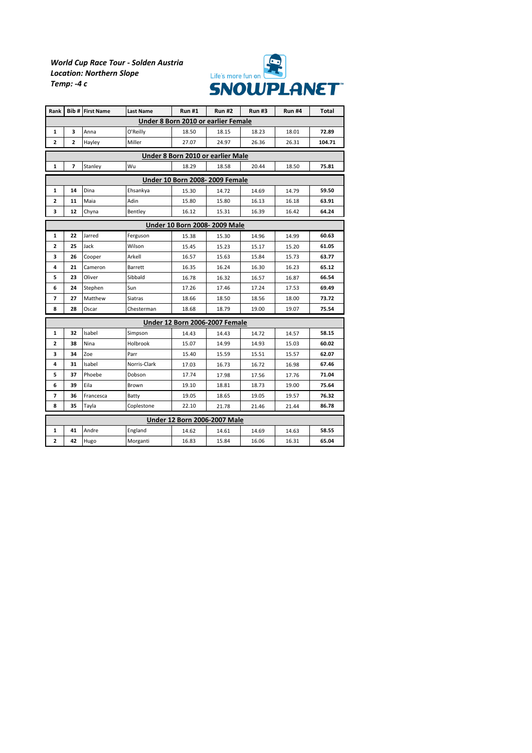***World Cup Race Tour - Solden Austria***
***Location: Northern Slope***
***Temp: -4 c***

Life's more fun on SNOWPLANET™

| Rank | Bib # | First Name | Last Name | Run #1 | Run #2 | Run #3 | Run #4 | Total |
|---|---|---|---|---|---|---|---|---|
| **Under 8 Born 2010 or earlier Female** | | | | | | | | |
| 1 | 3 | Anna | O'Reilly | 18.50 | 18.15 | 18.23 | 18.01 | **72.89** |
| 2 | 2 | Hayley | Miller | 27.07 | 24.97 | 26.36 | 26.31 | **104.71** |
| **Under 8 Born 2010 or earlier Male** | | | | | | | | |
| 1 | 7 | Stanley | Wu | 18.29 | 18.58 | 20.44 | 18.50 | **75.81** |
| **Under 10 Born 2008- 2009 Female** | | | | | | | | |
| 1 | 14 | Dina | Ehsankya | 15.30 | 14.72 | 14.69 | 14.79 | **59.50** |
| 2 | 11 | Maia | Adin | 15.80 | 15.80 | 16.13 | 16.18 | **63.91** |
| 3 | 12 | Chyna | Bentley | 16.12 | 15.31 | 16.39 | 16.42 | **64.24** |
| **Under 10 Born 2008- 2009 Male** | | | | | | | | |
| 1 | 22 | Jarred | Ferguson | 15.38 | 15.30 | 14.96 | 14.99 | **60.63** |
| 2 | 25 | Jack | Wilson | 15.45 | 15.23 | 15.17 | 15.20 | **61.05** |
| 3 | 26 | Cooper | Arkell | 16.57 | 15.63 | 15.84 | 15.73 | **63.77** |
| 4 | 21 | Cameron | Barrett | 16.35 | 16.24 | 16.30 | 16.23 | **65.12** |
| 5 | 23 | Oliver | Sibbald | 16.78 | 16.32 | 16.57 | 16.87 | **66.54** |
| 6 | 24 | Stephen | Sun | 17.26 | 17.46 | 17.24 | 17.53 | **69.49** |
| 7 | 27 | Matthew | Siatras | 18.66 | 18.50 | 18.56 | 18.00 | **73.72** |
| 8 | 28 | Oscar | Chesterman | 18.68 | 18.79 | 19.00 | 19.07 | **75.54** |
| **Under 12 Born 2006-2007 Female** | | | | | | | | |
| 1 | 32 | Isabel | Simpson | 14.43 | 14.43 | 14.72 | 14.57 | **58.15** |
| 2 | 38 | Nina | Holbrook | 15.07 | 14.99 | 14.93 | 15.03 | **60.02** |
| 3 | 34 | Zoe | Parr | 15.40 | 15.59 | 15.51 | 15.57 | **62.07** |
| 4 | 31 | Isabel | Norris-Clark | 17.03 | 16.73 | 16.72 | 16.98 | **67.46** |
| 5 | 37 | Phoebe | Dobson | 17.74 | 17.98 | 17.56 | 17.76 | **71.04** |
| 6 | 39 | Eila | Brown | 19.10 | 18.81 | 18.73 | 19.00 | **75.64** |
| 7 | 36 | Francesca | Batty | 19.05 | 18.65 | 19.05 | 19.57 | **76.32** |
| 8 | 35 | Tayla | Coplestone | 22.10 | 21.78 | 21.46 | 21.44 | **86.78** |
| **Under 12 Born 2006-2007 Male** | | | | | | | | |
| 1 | 41 | Andre | England | 14.62 | 14.61 | 14.69 | 14.63 | **58.55** |
| 2 | 42 | Hugo | Morganti | 16.83 | 15.84 | 16.06 | 16.31 | **65.04** |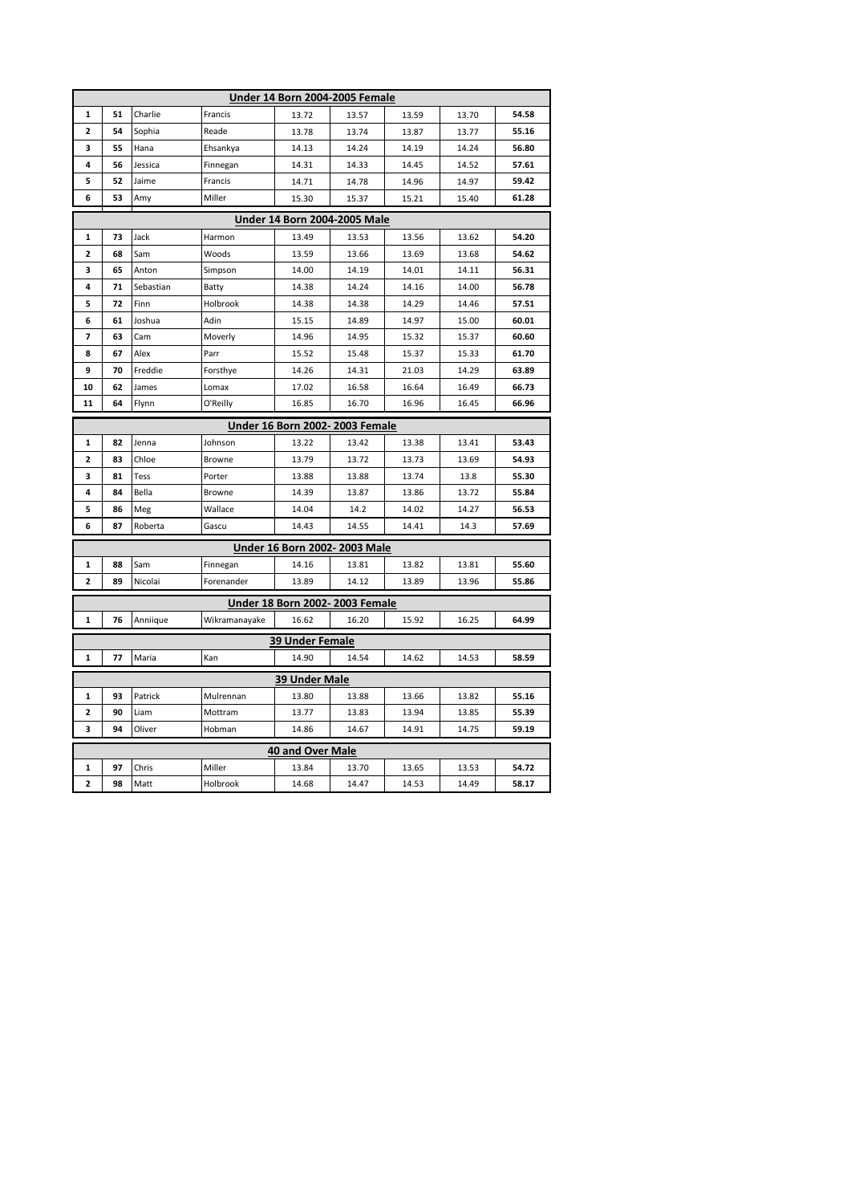## Under 14 Born 2004-2005 Female

| | | | | | | | | |
|---|---|---|---|---|---|---|---|---|
| 1 | 51 | Charlie | Francis | 13.72 | 13.57 | 13.59 | 13.70 | **54.58** |
| 2 | 54 | Sophia | Reade | 13.78 | 13.74 | 13.87 | 13.77 | **55.16** |
| 3 | 55 | Hana | Ehsankya | 14.13 | 14.24 | 14.19 | 14.24 | **56.80** |
| 4 | 56 | Jessica | Finnegan | 14.31 | 14.33 | 14.45 | 14.52 | **57.61** |
| 5 | 52 | Jaime | Francis | 14.71 | 14.78 | 14.96 | 14.97 | **59.42** |
| 6 | 53 | Amy | Miller | 15.30 | 15.37 | 15.21 | 15.40 | **61.28** |

## Under 14 Born 2004-2005 Male

| | | | | | | | | |
|---|---|---|---|---|---|---|---|---|
| 1 | 73 | Jack | Harmon | 13.49 | 13.53 | 13.56 | 13.62 | **54.20** |
| 2 | 68 | Sam | Woods | 13.59 | 13.66 | 13.69 | 13.68 | **54.62** |
| 3 | 65 | Anton | Simpson | 14.00 | 14.19 | 14.01 | 14.11 | **56.31** |
| 4 | 71 | Sebastian | Batty | 14.38 | 14.24 | 14.16 | 14.00 | **56.78** |
| 5 | 72 | Finn | Holbrook | 14.38 | 14.38 | 14.29 | 14.46 | **57.51** |
| 6 | 61 | Joshua | Adin | 15.15 | 14.89 | 14.97 | 15.00 | **60.01** |
| 7 | 63 | Cam | Moverly | 14.96 | 14.95 | 15.32 | 15.37 | **60.60** |
| 8 | 67 | Alex | Parr | 15.52 | 15.48 | 15.37 | 15.33 | **61.70** |
| 9 | 70 | Freddie | Forsthye | 14.26 | 14.31 | 21.03 | 14.29 | **63.89** |
| 10 | 62 | James | Lomax | 17.02 | 16.58 | 16.64 | 16.49 | **66.73** |
| 11 | 64 | Flynn | O'Reilly | 16.85 | 16.70 | 16.96 | 16.45 | **66.96** |

## Under 16 Born 2002- 2003 Female

| | | | | | | | | |
|---|---|---|---|---|---|---|---|---|
| 1 | 82 | Jenna | Johnson | 13.22 | 13.42 | 13.38 | 13.41 | **53.43** |
| 2 | 83 | Chloe | Browne | 13.79 | 13.72 | 13.73 | 13.69 | **54.93** |
| 3 | 81 | Tess | Porter | 13.88 | 13.88 | 13.74 | 13.8 | **55.30** |
| 4 | 84 | Bella | Browne | 14.39 | 13.87 | 13.86 | 13.72 | **55.84** |
| 5 | 86 | Meg | Wallace | 14.04 | 14.2 | 14.02 | 14.27 | **56.53** |
| 6 | 87 | Roberta | Gascu | 14.43 | 14.55 | 14.41 | 14.3 | **57.69** |

## Under 16 Born 2002- 2003 Male

| | | | | | | | | |
|---|---|---|---|---|---|---|---|---|
| 1 | 88 | Sam | Finnegan | 14.16 | 13.81 | 13.82 | 13.81 | **55.60** |
| 2 | 89 | Nicolai | Forenander | 13.89 | 14.12 | 13.89 | 13.96 | **55.86** |

## Under 18 Born 2002- 2003 Female

| | | | | | | | | |
|---|---|---|---|---|---|---|---|---|
| 1 | 76 | Anniique | Wikramanayake | 16.62 | 16.20 | 15.92 | 16.25 | **64.99** |

## 39 Under Female

| | | | | | | | | |
|---|---|---|---|---|---|---|---|---|
| 1 | 77 | Maria | Kan | 14.90 | 14.54 | 14.62 | 14.53 | **58.59** |

## 39 Under Male

| | | | | | | | | |
|---|---|---|---|---|---|---|---|---|
| 1 | 93 | Patrick | Mulrennan | 13.80 | 13.88 | 13.66 | 13.82 | **55.16** |
| 2 | 90 | Liam | Mottram | 13.77 | 13.83 | 13.94 | 13.85 | **55.39** |
| 3 | 94 | Oliver | Hobman | 14.86 | 14.67 | 14.91 | 14.75 | **59.19** |

## 40 and Over Male

| | | | | | | | | |
|---|---|---|---|---|---|---|---|---|
| 1 | 97 | Chris | Miller | 13.84 | 13.70 | 13.65 | 13.53 | **54.72** |
| 2 | 98 | Matt | Holbrook | 14.68 | 14.47 | 14.53 | 14.49 | **58.17** |